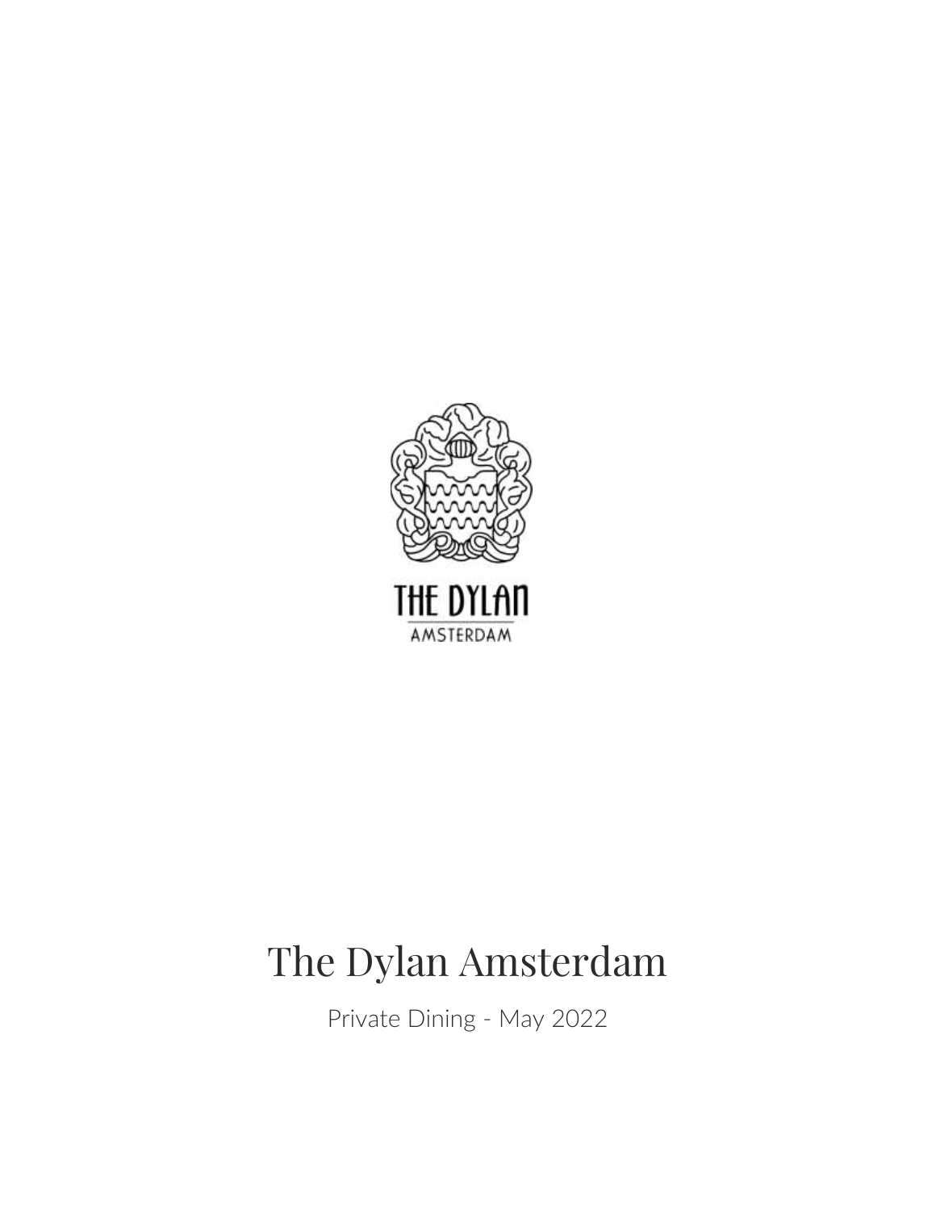THE DYLAN

AMSTERDAM

# The Dylan Amsterdam

Private Dining - May 2022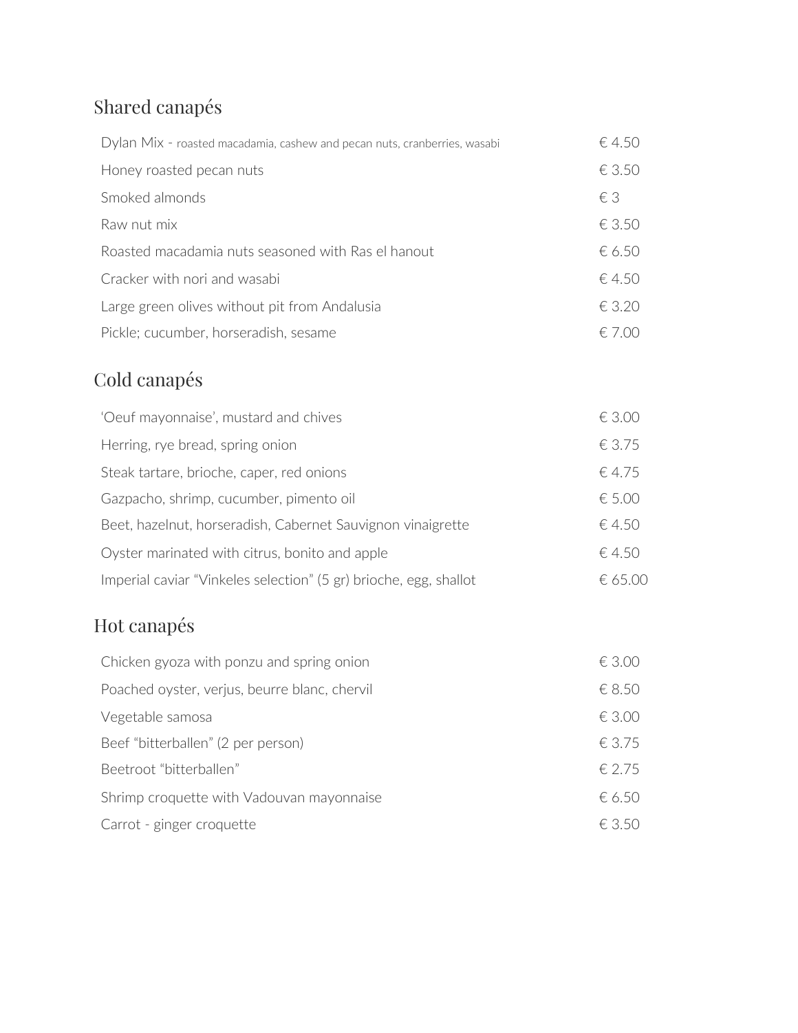## Shared canapés

| | |
|---|---|
| Dylan Mix - roasted macadamia, cashew and pecan nuts, cranberries, wasabi | € 4.50 |
| Honey roasted pecan nuts | € 3.50 |
| Smoked almonds | € 3 |
| Raw nut mix | € 3.50 |
| Roasted macadamia nuts seasoned with Ras el hanout | € 6.50 |
| Cracker with nori and wasabi | € 4.50 |
| Large green olives without pit from Andalusia | € 3.20 |
| Pickle; cucumber, horseradish, sesame | € 7.00 |

## Cold canapés

| | |
|---|---|
| 'Oeuf mayonnaise', mustard and chives | € 3.00 |
| Herring, rye bread, spring onion | € 3.75 |
| Steak tartare, brioche, caper, red onions | € 4.75 |
| Gazpacho, shrimp, cucumber, pimento oil | € 5.00 |
| Beet, hazelnut, horseradish, Cabernet Sauvignon vinaigrette | € 4.50 |
| Oyster marinated with citrus, bonito and apple | € 4.50 |
| Imperial caviar "Vinkeles selection" (5 gr) brioche, egg, shallot | € 65.00 |

## Hot canapés

| | |
|---|---|
| Chicken gyoza with ponzu and spring onion | € 3.00 |
| Poached oyster, verjus, beurre blanc, chervil | € 8.50 |
| Vegetable samosa | € 3.00 |
| Beef "bitterballen" (2 per person) | € 3.75 |
| Beetroot "bitterballen" | € 2.75 |
| Shrimp croquette with Vadouvan mayonnaise | € 6.50 |
| Carrot - ginger croquette | € 3.50 |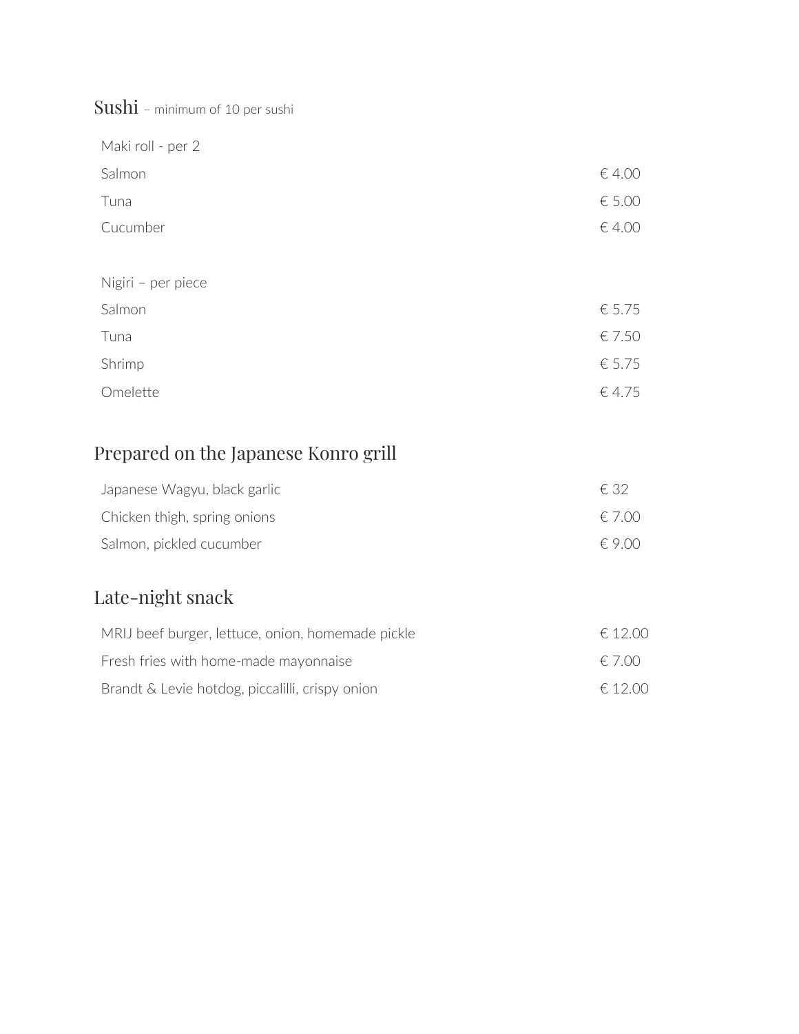## Sushi – minimum of 10 per sushi

| | |
|---|---|
| Maki roll - per 2 | |
| Salmon | € 4.00 |
| Tuna | € 5.00 |
| Cucumber | € 4.00 |
| | |
| Nigiri – per piece | |
| Salmon | € 5.75 |
| Tuna | € 7.50 |
| Shrimp | € 5.75 |
| Omelette | € 4.75 |

## Prepared on the Japanese Konro grill

| | |
|---|---|
| Japanese Wagyu, black garlic | € 32 |
| Chicken thigh, spring onions | € 7.00 |
| Salmon, pickled cucumber | € 9.00 |

## Late-night snack

| | |
|---|---|
| MRIJ beef burger, lettuce, onion, homemade pickle | € 12.00 |
| Fresh fries with home-made mayonnaise | € 7.00 |
| Brandt & Levie hotdog, piccalilli, crispy onion | € 12.00 |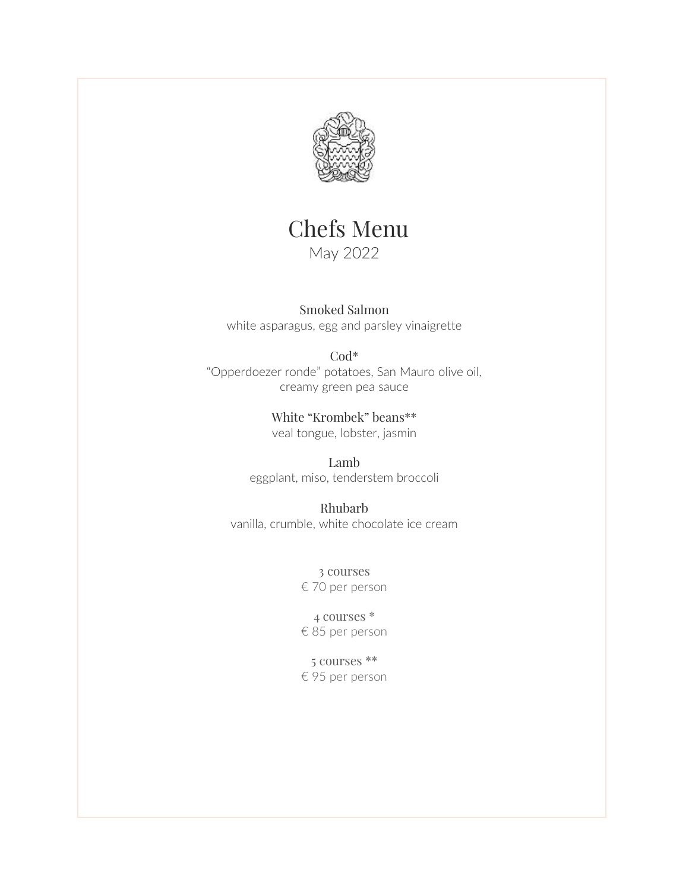# Chefs Menu

May 2022

**Smoked Salmon**
white asparagus, egg and parsley vinaigrette

**Cod***
"Opperdoezer ronde" potatoes, San Mauro olive oil,
creamy green pea sauce

**White "Krombek" beans****
veal tongue, lobster, jasmin

**Lamb**
eggplant, miso, tenderstem broccoli

**Rhubarb**
vanilla, crumble, white chocolate ice cream

3 courses
€ 70 per person

4 courses *
€ 85 per person

5 courses **
€ 95 per person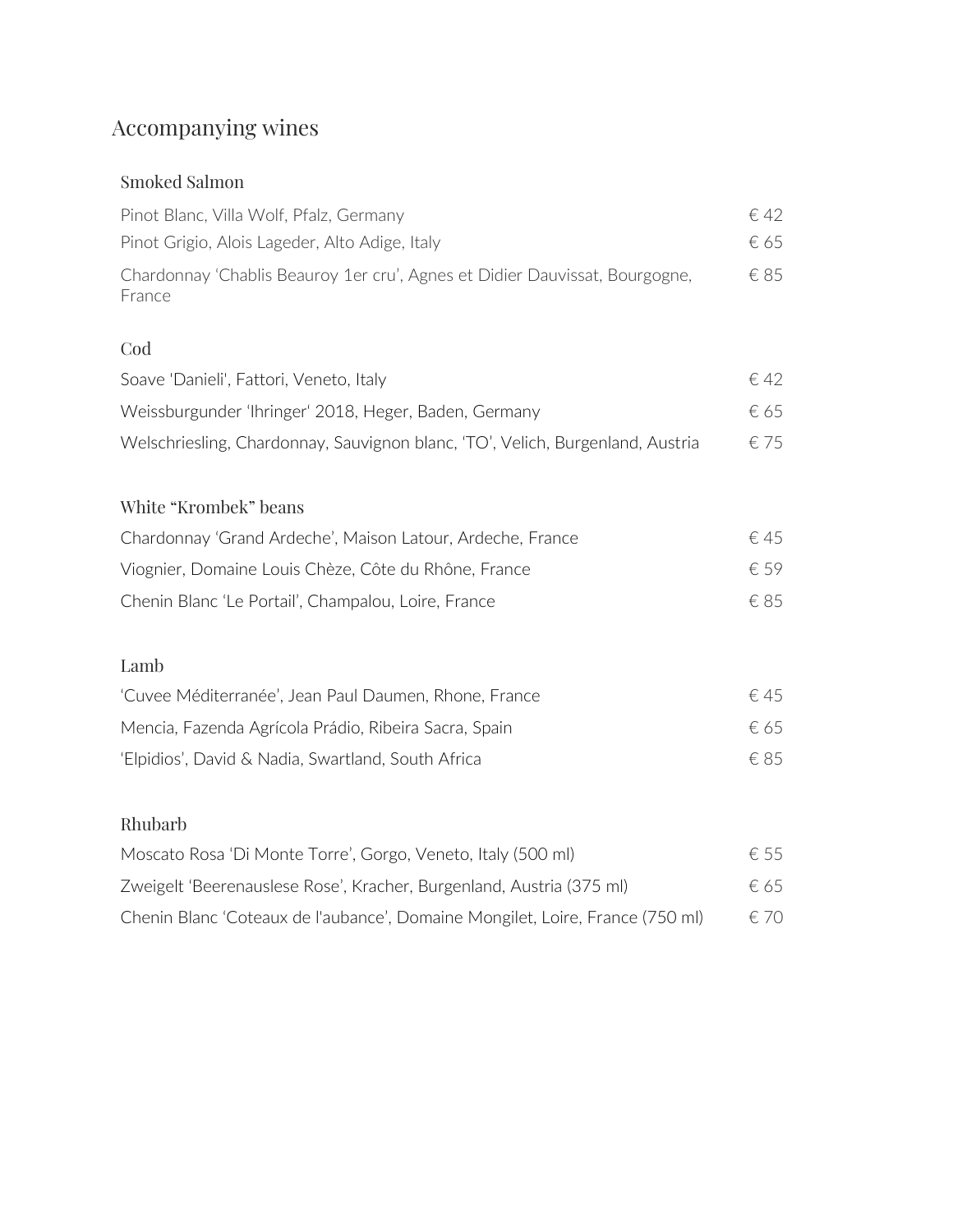# Accompanying wines

## Smoked Salmon

| | |
|---|---|
| Pinot Blanc, Villa Wolf, Pfalz, Germany | € 42 |
| Pinot Grigio, Alois Lageder, Alto Adige, Italy | € 65 |
| Chardonnay 'Chablis Beauroy 1er cru', Agnes et Didier Dauvissat, Bourgogne, France | € 85 |

## Cod

| | |
|---|---|
| Soave 'Danieli', Fattori, Veneto, Italy | € 42 |
| Weissburgunder 'Ihringer' 2018, Heger, Baden, Germany | € 65 |
| Welschriesling, Chardonnay, Sauvignon blanc, 'TO', Velich, Burgenland, Austria | € 75 |

## White "Krombek" beans

| | |
|---|---|
| Chardonnay 'Grand Ardeche', Maison Latour, Ardeche, France | € 45 |
| Viognier, Domaine Louis Chèze, Côte du Rhône, France | € 59 |
| Chenin Blanc 'Le Portail', Champalou, Loire, France | € 85 |

## Lamb

| | |
|---|---|
| 'Cuvee Méditerranée', Jean Paul Daumen, Rhone, France | € 45 |
| Mencia, Fazenda Agrícola Prádio, Ribeira Sacra, Spain | € 65 |
| 'Elpidios', David & Nadia, Swartland, South Africa | € 85 |

## Rhubarb

| | |
|---|---|
| Moscato Rosa 'Di Monte Torre', Gorgo, Veneto, Italy (500 ml) | € 55 |
| Zweigelt 'Beerenauslese Rose', Kracher, Burgenland, Austria (375 ml) | € 65 |
| Chenin Blanc 'Coteaux de l'aubance', Domaine Mongilet, Loire, France (750 ml) | € 70 |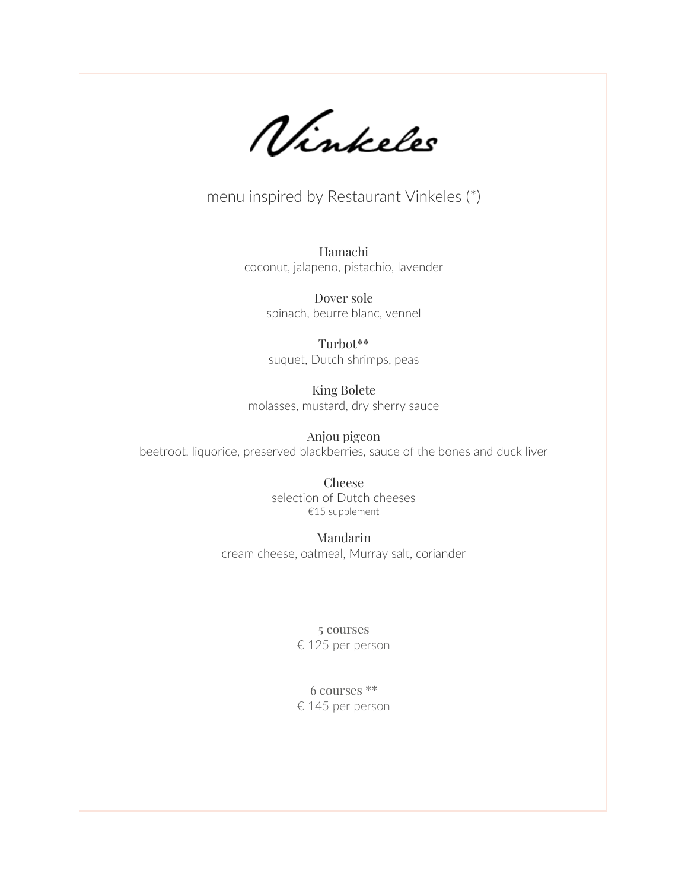# Vinkeles

menu inspired by Restaurant Vinkeles (*)

**Hamachi**
coconut, jalapeno, pistachio, lavender

**Dover sole**
spinach, beurre blanc, vennel

**Turbot****
suquet, Dutch shrimps, peas

**King Bolete**
molasses, mustard, dry sherry sauce

**Anjou pigeon**
beetroot, liquorice, preserved blackberries, sauce of the bones and duck liver

**Cheese**
selection of Dutch cheeses
€15 supplement

**Mandarin**
cream cheese, oatmeal, Murray salt, coriander

5 courses
€ 125 per person

6 courses **
€ 145 per person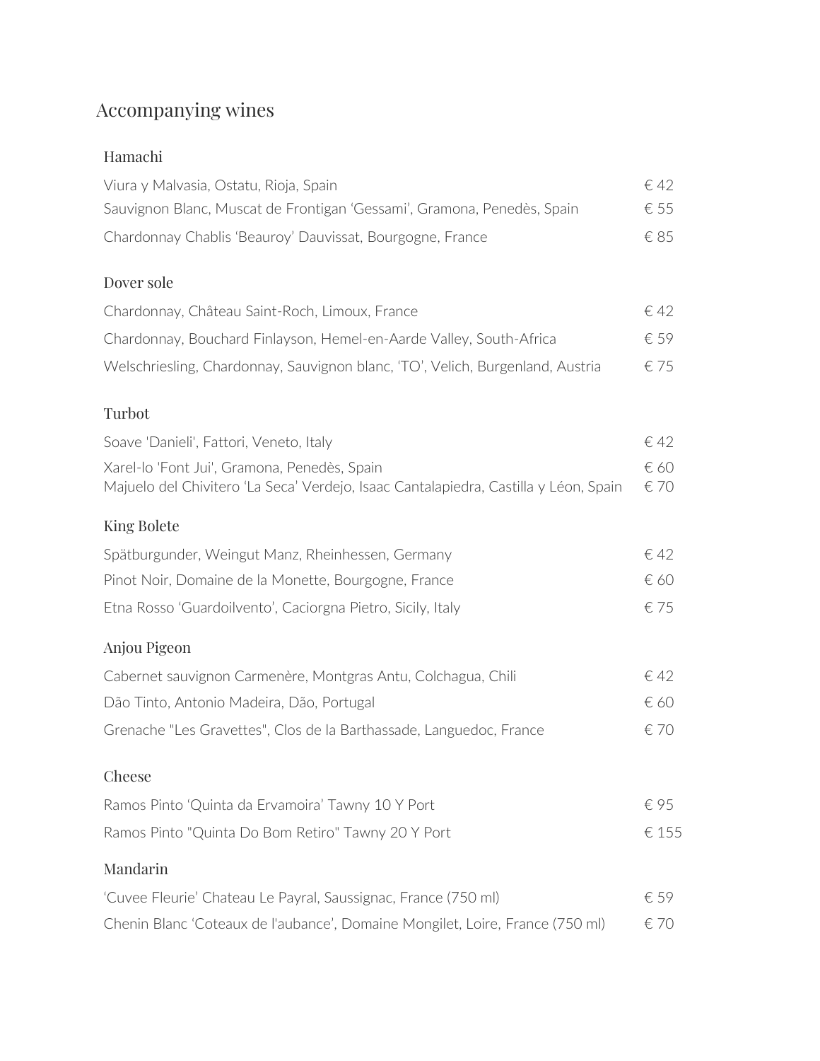# Accompanying wines

## Hamachi

| | |
|---|---|
| Viura y Malvasia, Ostatu, Rioja, Spain | € 42 |
| Sauvignon Blanc, Muscat de Frontigan 'Gessami', Gramona, Penedès, Spain | € 55 |
| Chardonnay Chablis 'Beauroy' Dauvissat, Bourgogne, France | € 85 |

## Dover sole

| | |
|---|---|
| Chardonnay, Château Saint-Roch, Limoux, France | € 42 |
| Chardonnay, Bouchard Finlayson, Hemel-en-Aarde Valley, South-Africa | € 59 |
| Welschriesling, Chardonnay, Sauvignon blanc, 'TO', Velich, Burgenland, Austria | € 75 |

## Turbot

| | |
|---|---|
| Soave 'Danieli', Fattori, Veneto, Italy | € 42 |
| Xarel-lo 'Font Jui', Gramona, Penedès, Spain | € 60 |
| Majuelo del Chivitero 'La Seca' Verdejo, Isaac Cantalapiedra, Castilla y Léon, Spain | € 70 |

## King Bolete

| | |
|---|---|
| Spätburgunder, Weingut Manz, Rheinhessen, Germany | € 42 |
| Pinot Noir, Domaine de la Monette, Bourgogne, France | € 60 |
| Etna Rosso 'Guardoilvento', Caciorgna Pietro, Sicily, Italy | € 75 |

## Anjou Pigeon

| | |
|---|---|
| Cabernet sauvignon Carmenère, Montgras Antu, Colchagua, Chili | € 42 |
| Dão Tinto, Antonio Madeira, Dão, Portugal | € 60 |
| Grenache "Les Gravettes", Clos de la Barthassade, Languedoc, France | € 70 |

## Cheese

| | |
|---|---|
| Ramos Pinto 'Quinta da Ervamoira' Tawny 10 Y Port | € 95 |
| Ramos Pinto "Quinta Do Bom Retiro" Tawny 20 Y Port | € 155 |

## Mandarin

| | |
|---|---|
| 'Cuvee Fleurie' Chateau Le Payral, Saussignac, France (750 ml) | € 59 |
| Chenin Blanc 'Coteaux de l'aubance', Domaine Mongilet, Loire, France (750 ml) | € 70 |